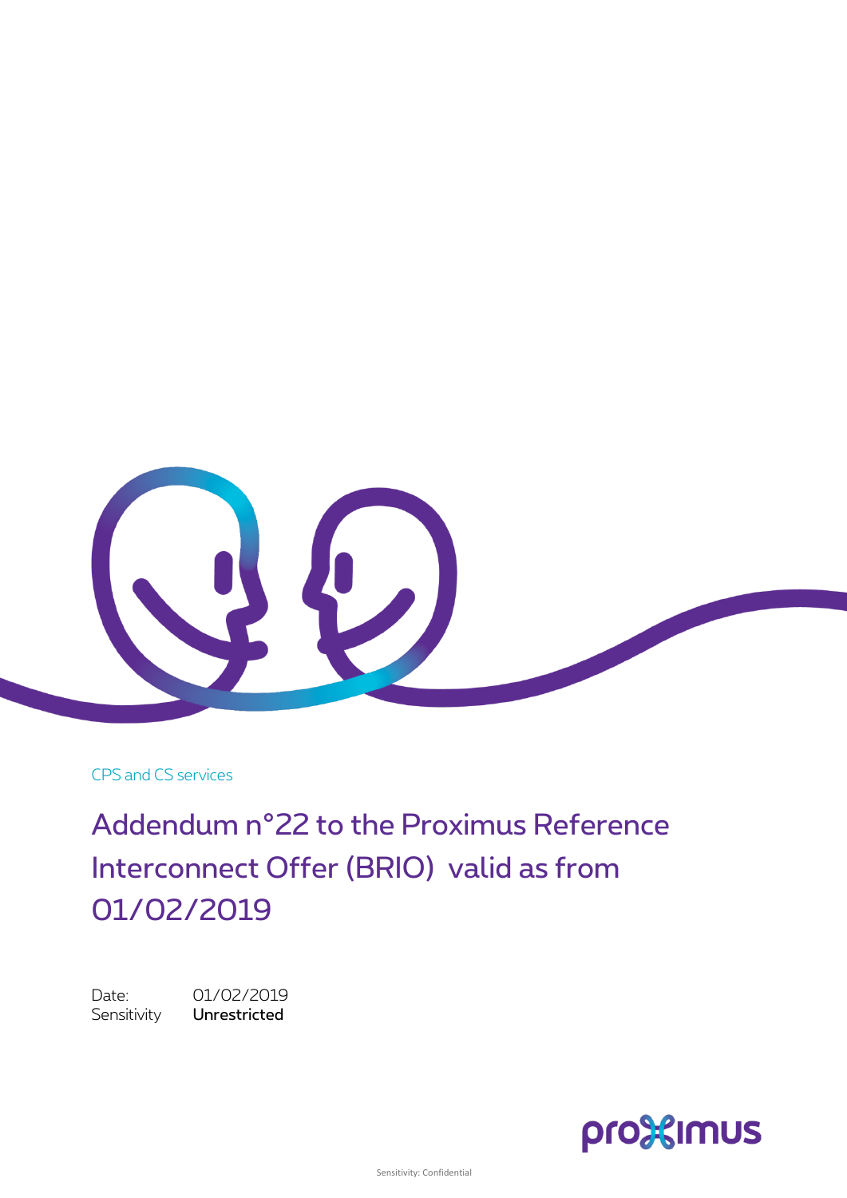CPS and CS services

# Addendum n°22 to the Proximus Reference Interconnect Offer (BRIO) valid as from 01/02/2019

Date: 01/02/2019
Sensitivity **Unrestricted**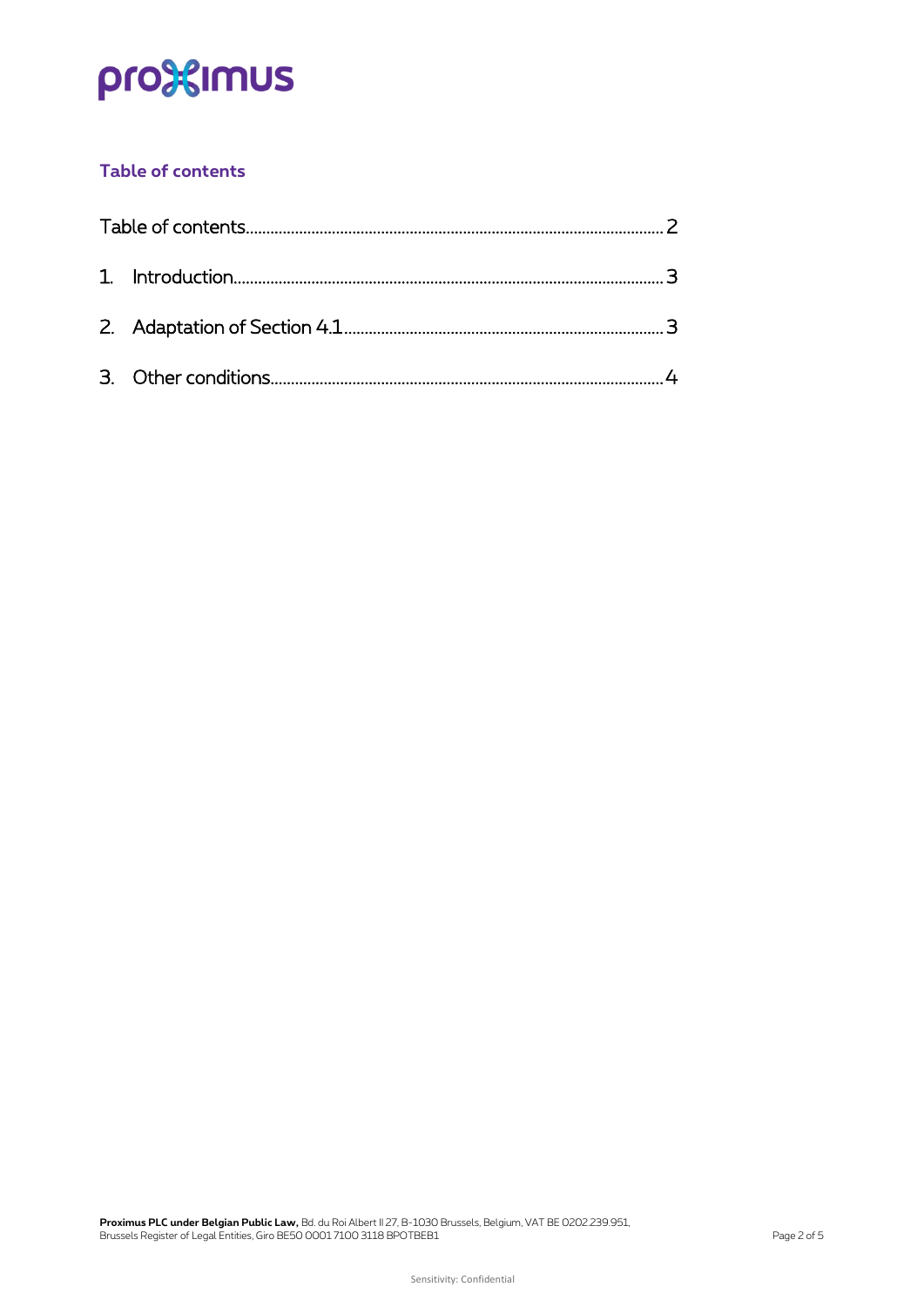## Table of contents

Table of contents.......................................................................................................2

1. Introduction...........................................................................................................3

2. Adaptation of Section 4.1.....................................................................................3

3. Other conditions....................................................................................................4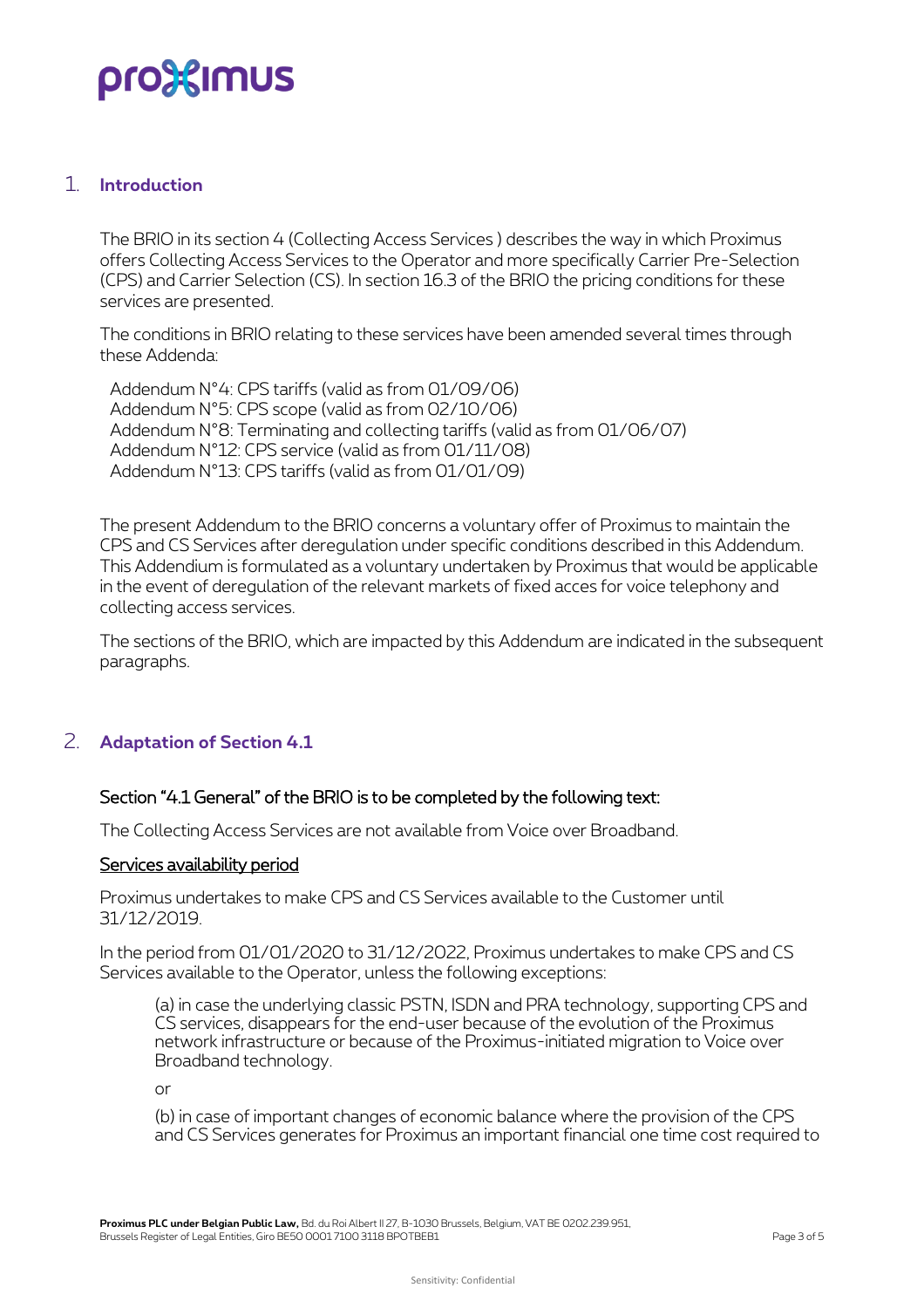## 1. Introduction

The BRIO in its section 4 (Collecting Access Services ) describes the way in which Proximus offers Collecting Access Services to the Operator and more specifically Carrier Pre-Selection (CPS) and Carrier Selection (CS). In section 16.3 of the BRIO the pricing conditions for these services are presented.

The conditions in BRIO relating to these services have been amended several times through these Addenda:

Addendum N°4: CPS tariffs (valid as from 01/09/06)
Addendum N°5: CPS scope (valid as from 02/10/06)
Addendum N°8: Terminating and collecting tariffs (valid as from 01/06/07)
Addendum N°12: CPS service (valid as from 01/11/08)
Addendum N°13: CPS tariffs (valid as from 01/01/09)

The present Addendum to the BRIO concerns a voluntary offer of Proximus to maintain the CPS and CS Services after deregulation under specific conditions described in this Addendum. This Addendium is formulated as a voluntary undertaken by Proximus that would be applicable in the event of deregulation of the relevant markets of fixed acces for voice telephony and collecting access services.

The sections of the BRIO, which are impacted by this Addendum are indicated in the subsequent paragraphs.

## 2. Adaptation of Section 4.1

### Section "4.1 General" of the BRIO is to be completed by the following text:

The Collecting Access Services are not available from Voice over Broadband.

<u>Services availability period</u>

Proximus undertakes to make CPS and CS Services available to the Customer until 31/12/2019.

In the period from 01/01/2020 to 31/12/2022, Proximus undertakes to make CPS and CS Services available to the Operator, unless the following exceptions:

> (a) in case the underlying classic PSTN, ISDN and PRA technology, supporting CPS and CS services, disappears for the end-user because of the evolution of the Proximus network infrastructure or because of the Proximus-initiated migration to Voice over Broadband technology.
>
> or
>
> (b) in case of important changes of economic balance where the provision of the CPS and CS Services generates for Proximus an important financial one time cost required to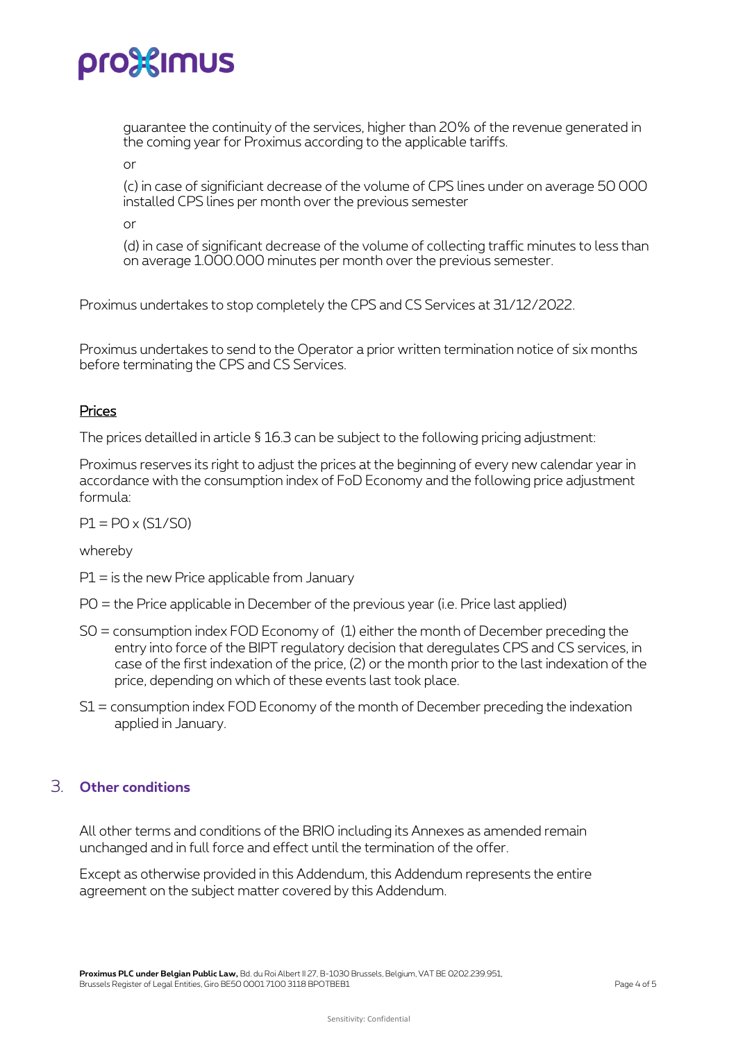guarantee the continuity of the services, higher than 20% of the revenue generated in the coming year for Proximus according to the applicable tariffs.

or

(c) in case of significiant decrease of the volume of CPS lines under on average 50 000 installed CPS lines per month over the previous semester

or

(d) in case of significant decrease of the volume of collecting traffic minutes to less than on average 1.000.000 minutes per month over the previous semester.

Proximus undertakes to stop completely the CPS and CS Services at 31/12/2022.

Proximus undertakes to send to the Operator a prior written termination notice of six months before terminating the CPS and CS Services.

## Prices

The prices detailed in article § 16.3 can be subject to the following pricing adjustment:

Proximus reserves its right to adjust the prices at the beginning of every new calendar year in accordance with the consumption index of FoD Economy and the following price adjustment formula:

$P1 = P0 \times (S1/S0)$

whereby

P1 = is the new Price applicable from January

P0 = the Price applicable in December of the previous year (i.e. Price last applied)

S0 = consumption index FOD Economy of (1) either the month of December preceding the entry into force of the BIPT regulatory decision that deregulates CPS and CS services, in case of the first indexation of the price, (2) or the month prior to the last indexation of the price, depending on which of these events last took place.

S1 = consumption index FOD Economy of the month of December preceding the indexation applied in January.

## 3. Other conditions

All other terms and conditions of the BRIO including its Annexes as amended remain unchanged and in full force and effect until the termination of the offer.

Except as otherwise provided in this Addendum, this Addendum represents the entire agreement on the subject matter covered by this Addendum.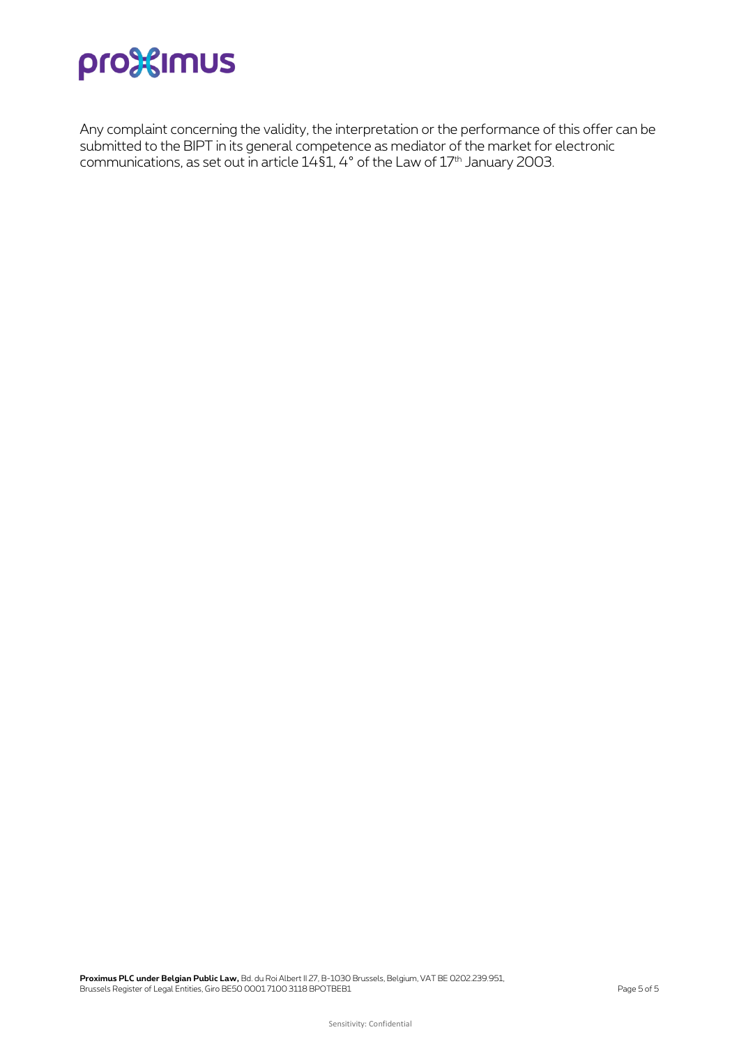Any complaint concerning the validity, the interpretation or the performance of this offer can be submitted to the BIPT in its general competence as mediator of the market for electronic communications, as set out in article 14§1, 4° of the Law of 17th January 2003.